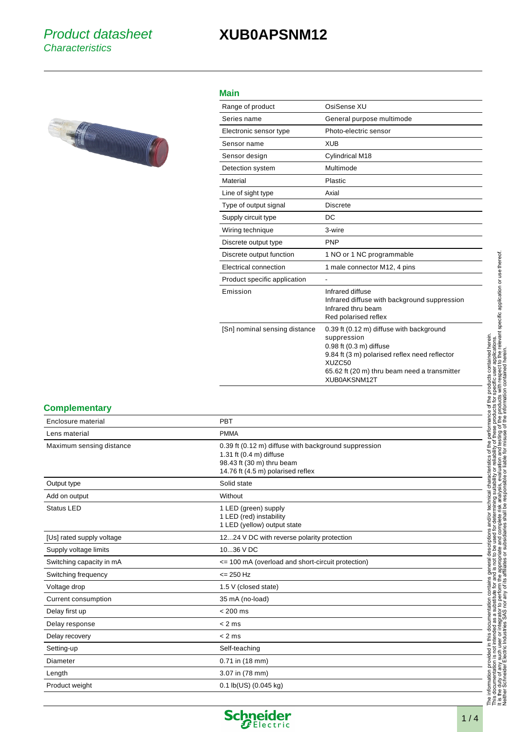Product datasheet
Characteristics

# XUB0APSNM12

## Main

| | |
|---|---|
| Range of product | OsiSense XU |
| Series name | General purpose multimode |
| Electronic sensor type | Photo-electric sensor |
| Sensor name | XUB |
| Sensor design | Cylindrical M18 |
| Detection system | Multimode |
| Material | Plastic |
| Line of sight type | Axial |
| Type of output signal | Discrete |
| Supply circuit type | DC |
| Wiring technique | 3-wire |
| Discrete output type | PNP |
| Discrete output function | 1 NO or 1 NC programmable |
| Electrical connection | 1 male connector M12, 4 pins |
| Product specific application | - |
| Emission | Infrared diffuse<br>Infrared diffuse with background suppression<br>Infrared thru beam<br>Red polarised reflex |
| [Sn] nominal sensing distance | 0.39 ft (0.12 m) diffuse with background suppression<br>0.98 ft (0.3 m) diffuse<br>9.84 ft (3 m) polarised reflex need reflector XUZC50<br>65.62 ft (20 m) thru beam need a transmitter XUB0AKSNM12T |

## Complementary

| | |
|---|---|
| Enclosure material | PBT |
| Lens material | PMMA |
| Maximum sensing distance | 0.39 ft (0.12 m) diffuse with background suppression<br>1.31 ft (0.4 m) diffuse<br>98.43 ft (30 m) thru beam<br>14.76 ft (4.5 m) polarised reflex |
| Output type | Solid state |
| Add on output | Without |
| Status LED | 1 LED (green) supply<br>1 LED (red) instability<br>1 LED (yellow) output state |
| [Us] rated supply voltage | 12...24 V DC with reverse polarity protection |
| Supply voltage limits | 10...36 V DC |
| Switching capacity in mA | <= 100 mA (overload and short-circuit protection) |
| Switching frequency | <= 250 Hz |
| Voltage drop | 1.5 V (closed state) |
| Current consumption | 35 mA (no-load) |
| Delay first up | < 200 ms |
| Delay response | < 2 ms |
| Delay recovery | < 2 ms |
| Setting-up | Self-teaching |
| Diameter | 0.71 in (18 mm) |
| Length | 3.07 in (78 mm) |
| Product weight | 0.1 lb(US) (0.045 kg) |

The information provided in this documentation contains general descriptions and/or technical characteristics of the performance of the products contained herein.
This documentation is not intended as a substitute for and is not to be used for determining suitability or reliability of these products for specific user applications.
It is the duty of any such user or integrator to perform the appropriate and complete risk analysis, evaluation and testing of the products with respect to the relevant specific application or use thereof.
Neither Schneider Electric Industries SAS nor any of its affiliates or subsidiaries shall be responsible or liable for misuse of the information contained herein.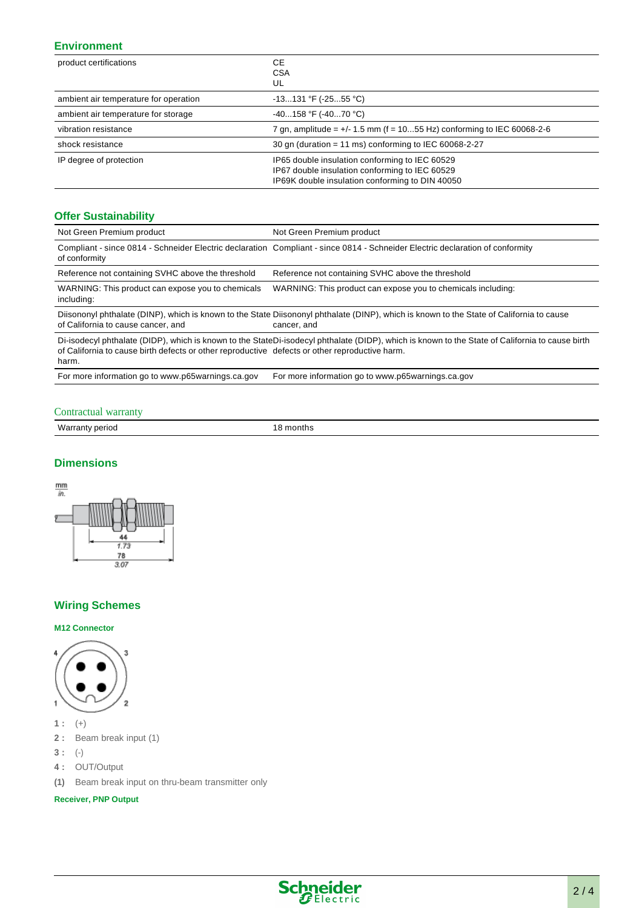## Environment

| | |
|---|---|
| product certifications | CE<br>CSA<br>UL |
| ambient air temperature for operation | -13...131 °F (-25...55 °C) |
| ambient air temperature for storage | -40...158 °F (-40...70 °C) |
| vibration resistance | 7 gn, amplitude = +/- 1.5 mm (f = 10...55 Hz) conforming to IEC 60068-2-6 |
| shock resistance | 30 gn (duration = 11 ms) conforming to IEC 60068-2-27 |
| IP degree of protection | IP65 double insulation conforming to IEC 60529<br>IP67 double insulation conforming to IEC 60529<br>IP69K double insulation conforming to DIN 40050 |

## Offer Sustainability

| | |
|---|---|
| Not Green Premium product | Not Green Premium product |
| Compliant - since 0814 - Schneider Electric declaration of conformity | Compliant - since 0814 - Schneider Electric declaration of conformity |
| Reference not containing SVHC above the threshold | Reference not containing SVHC above the threshold |
| WARNING: This product can expose you to chemicals including: | WARNING: This product can expose you to chemicals including: |
| Diisononyl phthalate (DINP), which is known to the State of California to cause cancer, and | Diisononyl phthalate (DINP), which is known to the State of California to cause cancer, and |
| Di-isodecyl phthalate (DIDP), which is known to the State of California to cause birth defects or other reproductive harm. | Di-isodecyl phthalate (DIDP), which is known to the State of California to cause birth defects or other reproductive harm. |
| For more information go to www.p65warnings.ca.gov | For more information go to www.p65warnings.ca.gov |

## Contractual warranty

| | |
|---|---|
| Warranty period | 18 months |

## Dimensions

mm
in.

44
1.73
78
3.07

## Wiring Schemes

### M12 Connector

4 3
1 2

- **1 :** (+)
- **2 :** Beam break input (1)
- **3 :** (-)
- **4 :** OUT/Output

**(1)** Beam break input on thru-beam transmitter only

### Receiver, PNP Output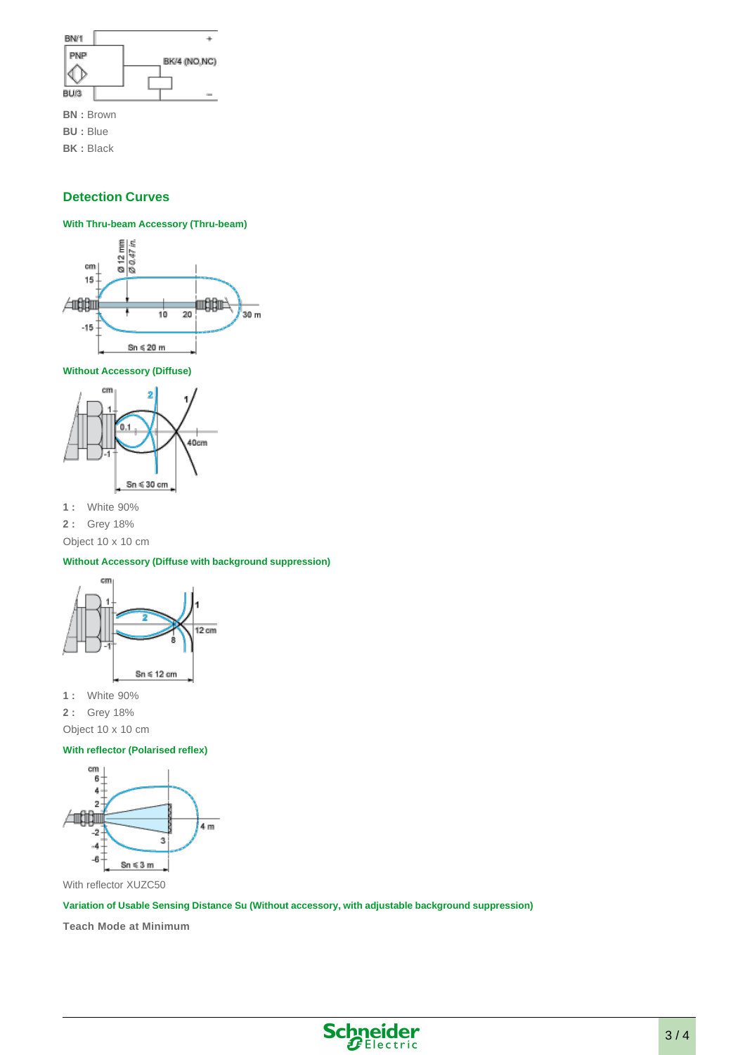BN : Brown

BU : Blue

BK : Black

## Detection Curves

### With Thru-beam Accessory (Thru-beam)

### Without Accessory (Diffuse)

**1 :** White 90%

**2 :** Grey 18%

Object 10 x 10 cm

### Without Accessory (Diffuse with background suppression)

**1 :** White 90%

**2 :** Grey 18%

Object 10 x 10 cm

### With reflector (Polarised reflex)

With reflector XUZC50

### Variation of Usable Sensing Distance Su (Without accessory, with adjustable background suppression)

**Teach Mode at Minimum**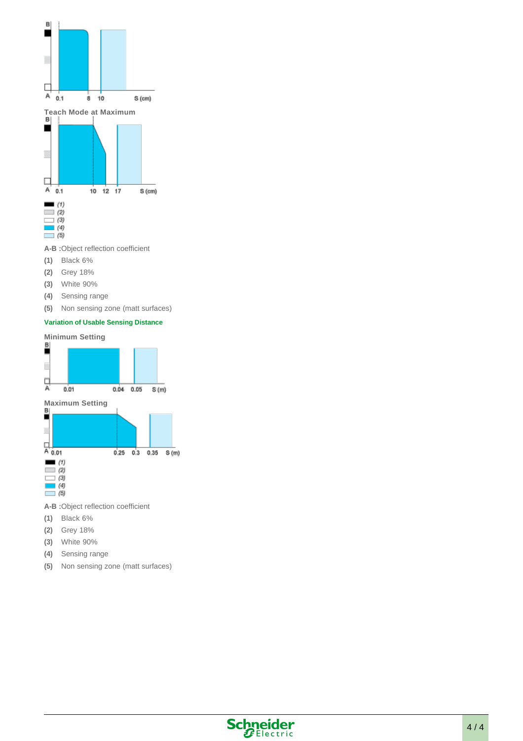Teach Mode at Maximum

A-B :Object reflection coefficient

(1) Black 6%

(2) Grey 18%

(3) White 90%

(4) Sensing range

(5) Non sensing zone (matt surfaces)

**Variation of Usable Sensing Distance**

Minimum Setting

Maximum Setting

A-B :Object reflection coefficient

(1) Black 6%

(2) Grey 18%

(3) White 90%

(4) Sensing range

(5) Non sensing zone (matt surfaces)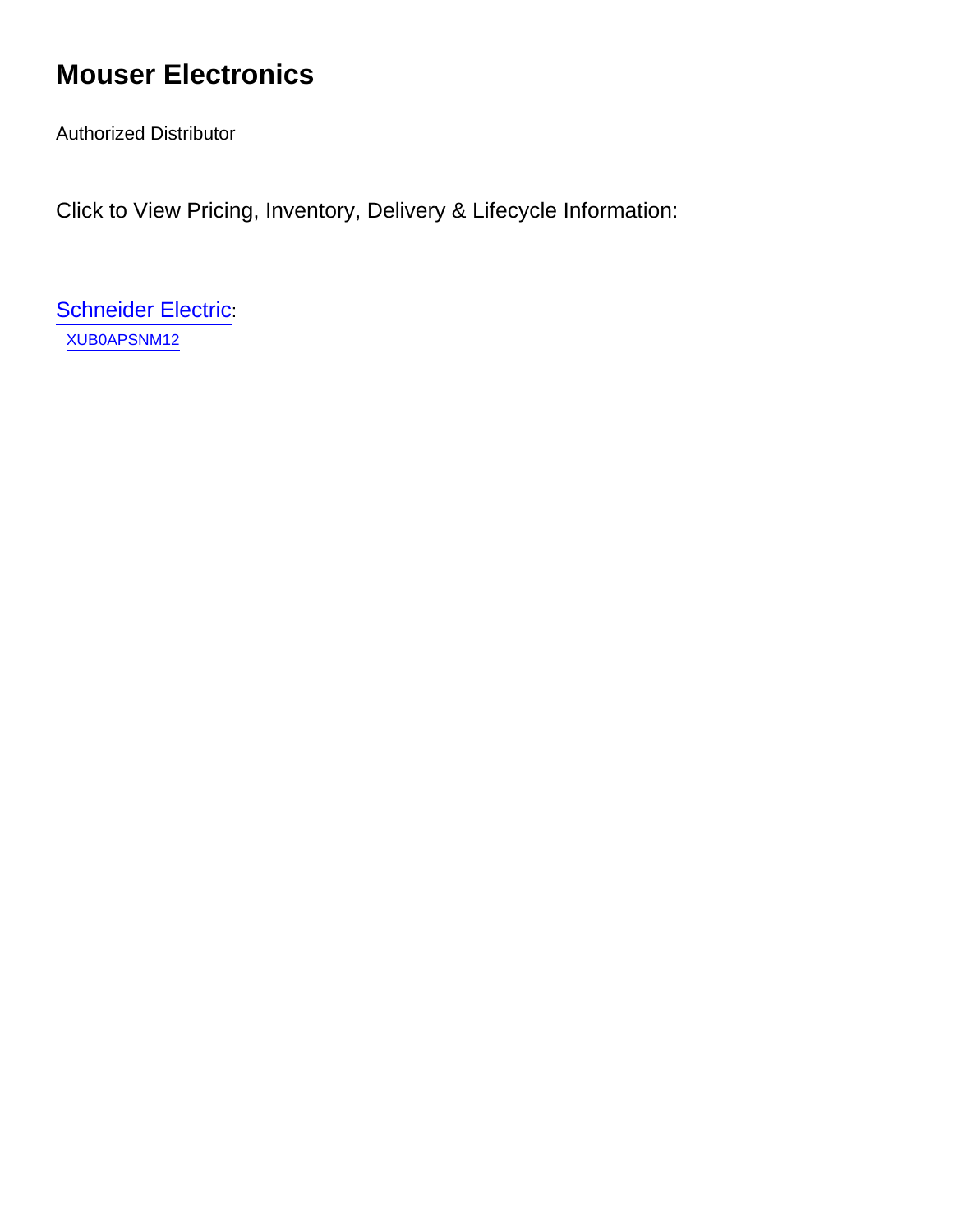# Mouser Electronics

Authorized Distributor

Click to View Pricing, Inventory, Delivery & Lifecycle Information:

Schneider Electric:

XUB0APSNM12